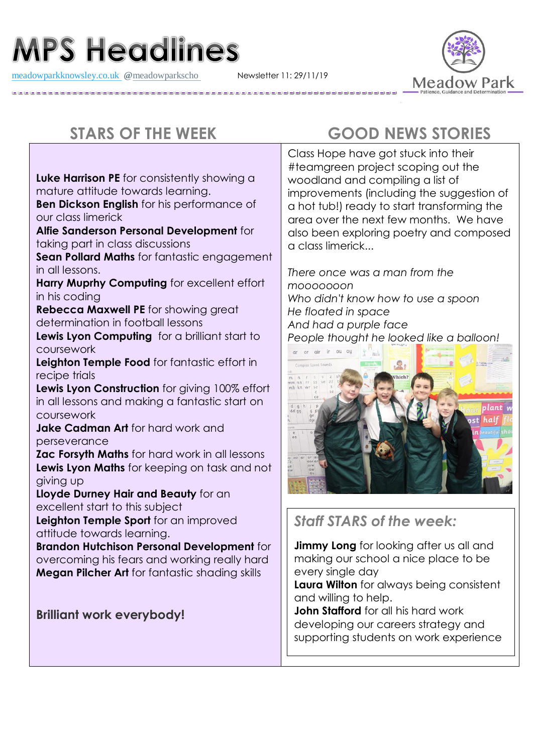# MPS Headlines

meadowparkknowsley.co.uk @meadowparkscho Newsletter 11: 29/11/19

Meadow Park
Patience, Guidance and Determination

## STARS OF THE WEEK

**Luke Harrison PE** for consistently showing a mature attitude towards learning.
**Ben Dickson English** for his performance of our class limerick
**Alfie Sanderson Personal Development** for taking part in class discussions
**Sean Pollard Maths** for fantastic engagement in all lessons.
**Harry Muprhy Computing** for excellent effort in his coding
**Rebecca Maxwell PE** for showing great determination in football lessons
**Lewis Lyon Computing** for a brilliant start to coursework
**Leighton Temple Food** for fantastic effort in recipe trials
**Lewis Lyon Construction** for giving 100% effort in all lessons and making a fantastic start on coursework
**Jake Cadman Art** for hard work and perseverance
**Zac Forsyth Maths** for hard work in all lessons
**Lewis Lyon Maths** for keeping on task and not giving up
**Lloyde Durney Hair and Beauty** for an excellent start to this subject
**Leighton Temple Sport** for an improved attitude towards learning.
**Brandon Hutchison Personal Development** for overcoming his fears and working really hard
**Megan Pilcher Art** for fantastic shading skills

**Brilliant work everybody!**

## GOOD NEWS STORIES

Class Hope have got stuck into their #teamgreen project scoping out the woodland and compiling a list of improvements (including the suggestion of a hot tub!) ready to start transforming the area over the next few months. We have also been exploring poetry and composed a class limerick...

*There once was a man from the mooooooon*
*Who didn't know how to use a spoon*
*He floated in space*
*And had a purple face*
*People thought he looked like a balloon!*

### *Staff STARS of the week:*

**Jimmy Long** for looking after us all and making our school a nice place to be every single day
**Laura Wilton** for always being consistent and willing to help.
**John Stafford** for all his hard work developing our careers strategy and supporting students on work experience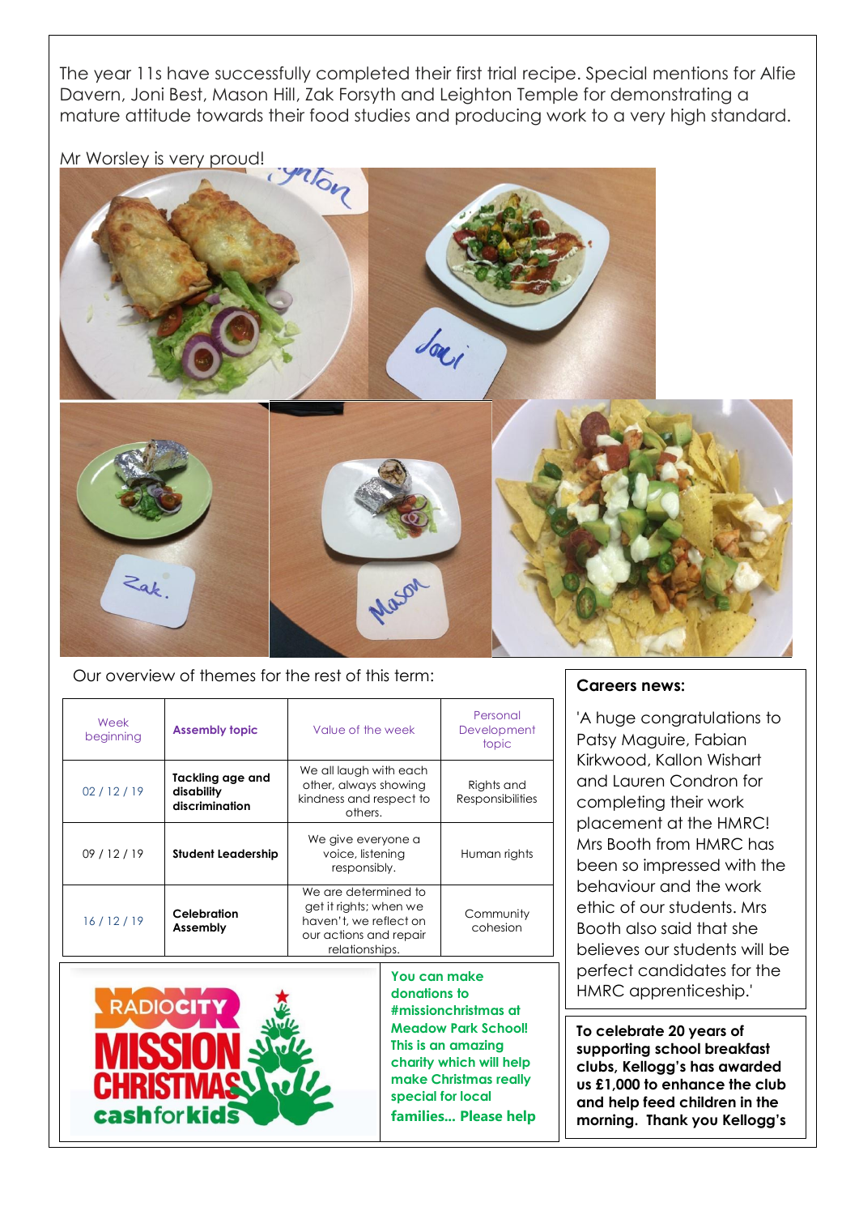The year 11s have successfully completed their first trial recipe. Special mentions for Alfie Davern, Joni Best, Mason Hill, Zak Forsyth and Leighton Temple for demonstrating a mature attitude towards their food studies and producing work to a very high standard.

Mr Worsley is very proud!

Our overview of themes for the rest of this term:

| Week beginning | Assembly topic | Value of the week | Personal Development topic |
|---|---|---|---|
| 02 / 12 / 19 | **Tackling age and disability discrimination** | We all laugh with each other, always showing kindness and respect to others. | Rights and Responsibilities |
| 09 / 12 / 19 | **Student Leadership** | We give everyone a voice, listening responsibly. | Human rights |
| 16 / 12 / 19 | **Celebration Assembly** | We are determined to get it rights; when we haven't, we reflect on our actions and repair relationships. | Community cohesion |

**You can make donations to #missionchristmas at Meadow Park School! This is an amazing charity which will help make Christmas really special for local families... Please help**

### Careers news:

'A huge congratulations to Patsy Maguire, Fabian Kirkwood, Kallon Wishart and Lauren Condron for completing their work placement at the HMRC! Mrs Booth from HMRC has been so impressed with the behaviour and the work ethic of our students. Mrs Booth also said that she believes our students will be perfect candidates for the HMRC apprenticeship.'

**To celebrate 20 years of supporting school breakfast clubs, Kellogg's has awarded us £1,000 to enhance the club and help feed children in the morning. Thank you Kellogg's**